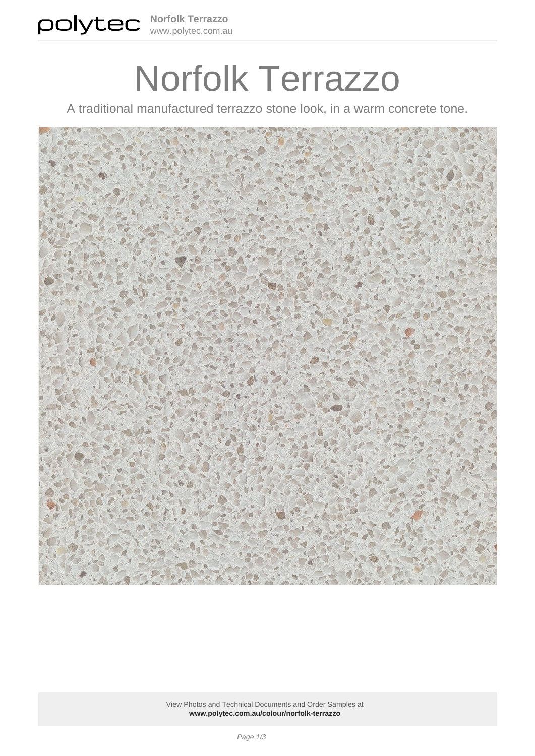# Norfolk Terrazzo

A traditional manufactured terrazzo stone look, in a warm concrete tone.

View Photos and Technical Documents and Order Samples at
**www.polytec.com.au/colour/norfolk-terrazzo**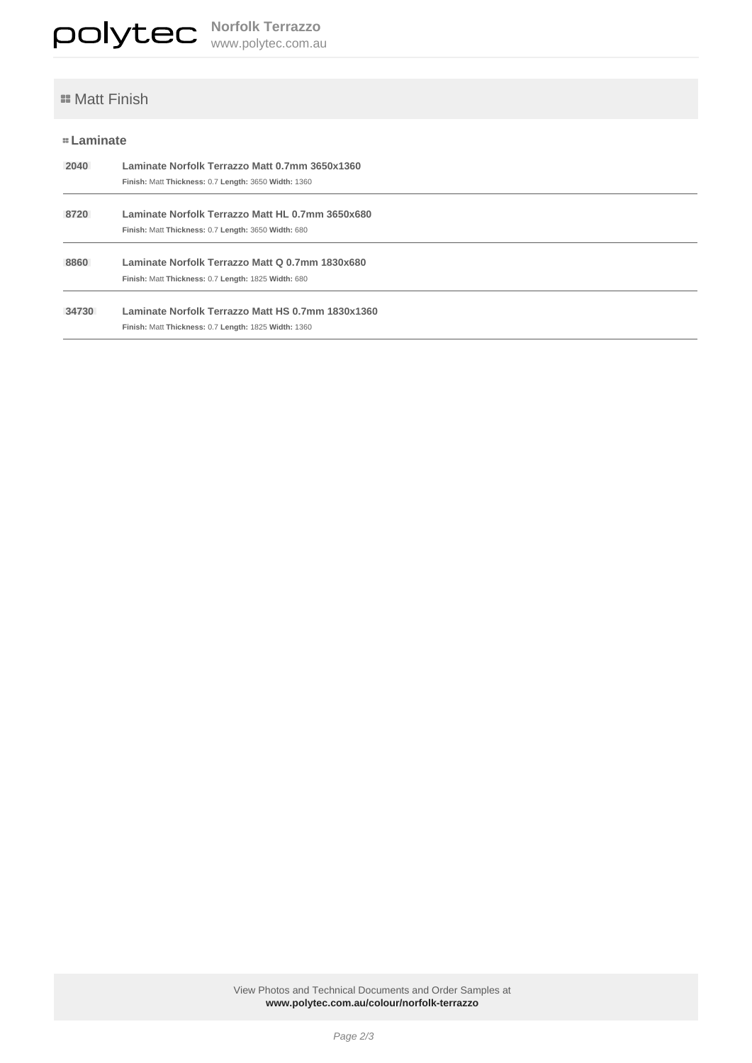## Matt Finish

### Laminate

**2040** — **Laminate Norfolk Terrazzo Matt 0.7mm 3650x1360**
**Finish:** Matt **Thickness:** 0.7 **Length:** 3650 **Width:** 1360

---

**8720** — **Laminate Norfolk Terrazzo Matt HL 0.7mm 3650x680**
**Finish:** Matt **Thickness:** 0.7 **Length:** 3650 **Width:** 680

---

**8860** — **Laminate Norfolk Terrazzo Matt Q 0.7mm 1830x680**
**Finish:** Matt **Thickness:** 0.7 **Length:** 1825 **Width:** 680

---

**34730** — **Laminate Norfolk Terrazzo Matt HS 0.7mm 1830x1360**
**Finish:** Matt **Thickness:** 0.7 **Length:** 1825 **Width:** 1360

---

View Photos and Technical Documents and Order Samples at
**www.polytec.com.au/colour/norfolk-terrazzo**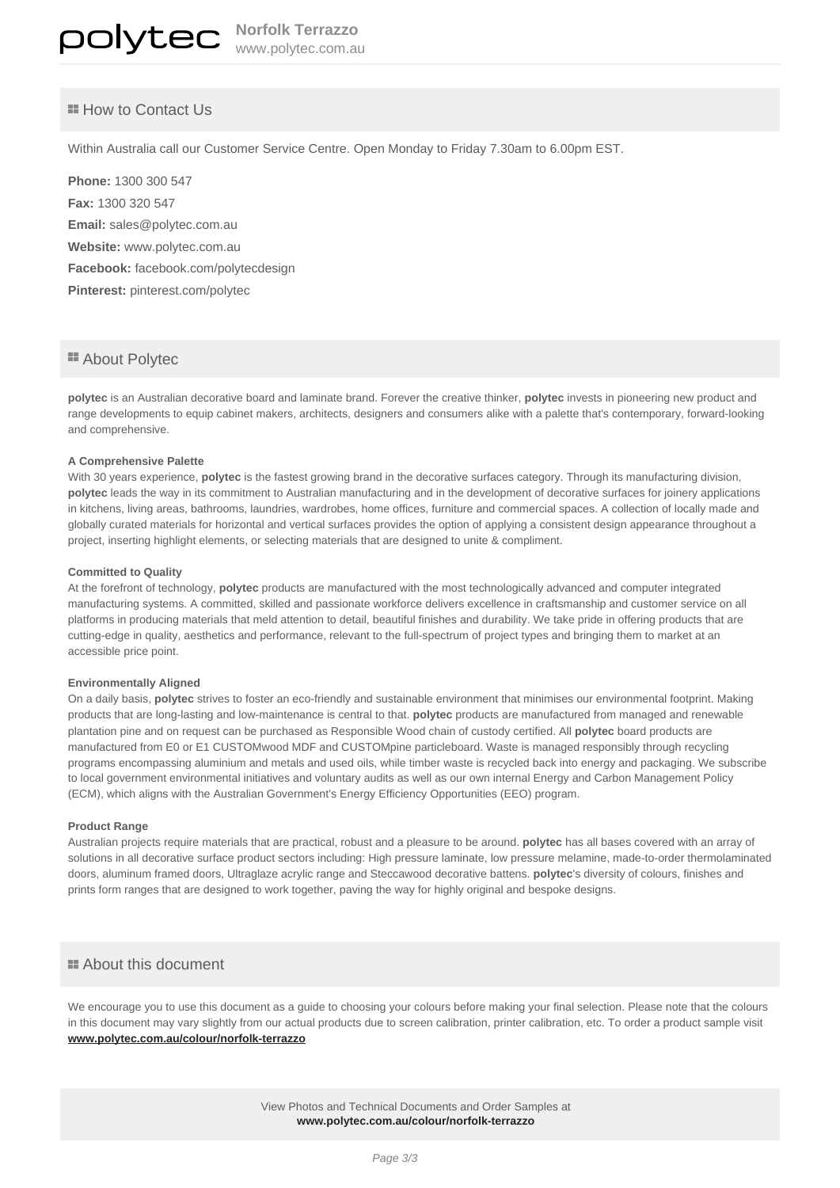## How to Contact Us

Within Australia call our Customer Service Centre. Open Monday to Friday 7.30am to 6.00pm EST.

**Phone:** 1300 300 547

**Fax:** 1300 320 547

**Email:** sales@polytec.com.au

**Website:** www.polytec.com.au

**Facebook:** facebook.com/polytecdesign

**Pinterest:** pinterest.com/polytec

## About Polytec

**polytec** is an Australian decorative board and laminate brand. Forever the creative thinker, **polytec** invests in pioneering new product and range developments to equip cabinet makers, architects, designers and consumers alike with a palette that's contemporary, forward-looking and comprehensive.

**A Comprehensive Palette**

With 30 years experience, **polytec** is the fastest growing brand in the decorative surfaces category. Through its manufacturing division, **polytec** leads the way in its commitment to Australian manufacturing and in the development of decorative surfaces for joinery applications in kitchens, living areas, bathrooms, laundries, wardrobes, home offices, furniture and commercial spaces. A collection of locally made and globally curated materials for horizontal and vertical surfaces provides the option of applying a consistent design appearance throughout a project, inserting highlight elements, or selecting materials that are designed to unite & compliment.

**Committed to Quality**

At the forefront of technology, **polytec** products are manufactured with the most technologically advanced and computer integrated manufacturing systems. A committed, skilled and passionate workforce delivers excellence in craftsmanship and customer service on all platforms in producing materials that meld attention to detail, beautiful finishes and durability. We take pride in offering products that are cutting-edge in quality, aesthetics and performance, relevant to the full-spectrum of project types and bringing them to market at an accessible price point.

**Environmentally Aligned**

On a daily basis, **polytec** strives to foster an eco-friendly and sustainable environment that minimises our environmental footprint. Making products that are long-lasting and low-maintenance is central to that. **polytec** products are manufactured from managed and renewable plantation pine and on request can be purchased as Responsible Wood chain of custody certified. All **polytec** board products are manufactured from E0 or E1 CUSTOMwood MDF and CUSTOMpine particleboard. Waste is managed responsibly through recycling programs encompassing aluminium and metals and used oils, while timber waste is recycled back into energy and packaging. We subscribe to local government environmental initiatives and voluntary audits as well as our own internal Energy and Carbon Management Policy (ECM), which aligns with the Australian Government's Energy Efficiency Opportunities (EEO) program.

**Product Range**

Australian projects require materials that are practical, robust and a pleasure to be around. **polytec** has all bases covered with an array of solutions in all decorative surface product sectors including: High pressure laminate, low pressure melamine, made-to-order thermolaminated doors, aluminum framed doors, Ultraglaze acrylic range and Steccawood decorative battens. **polytec**'s diversity of colours, finishes and prints form ranges that are designed to work together, paving the way for highly original and bespoke designs.

## About this document

We encourage you to use this document as a guide to choosing your colours before making your final selection. Please note that the colours in this document may vary slightly from our actual products due to screen calibration, printer calibration, etc. To order a product sample visit **www.polytec.com.au/colour/norfolk-terrazzo**

View Photos and Technical Documents and Order Samples at
**www.polytec.com.au/colour/norfolk-terrazzo**